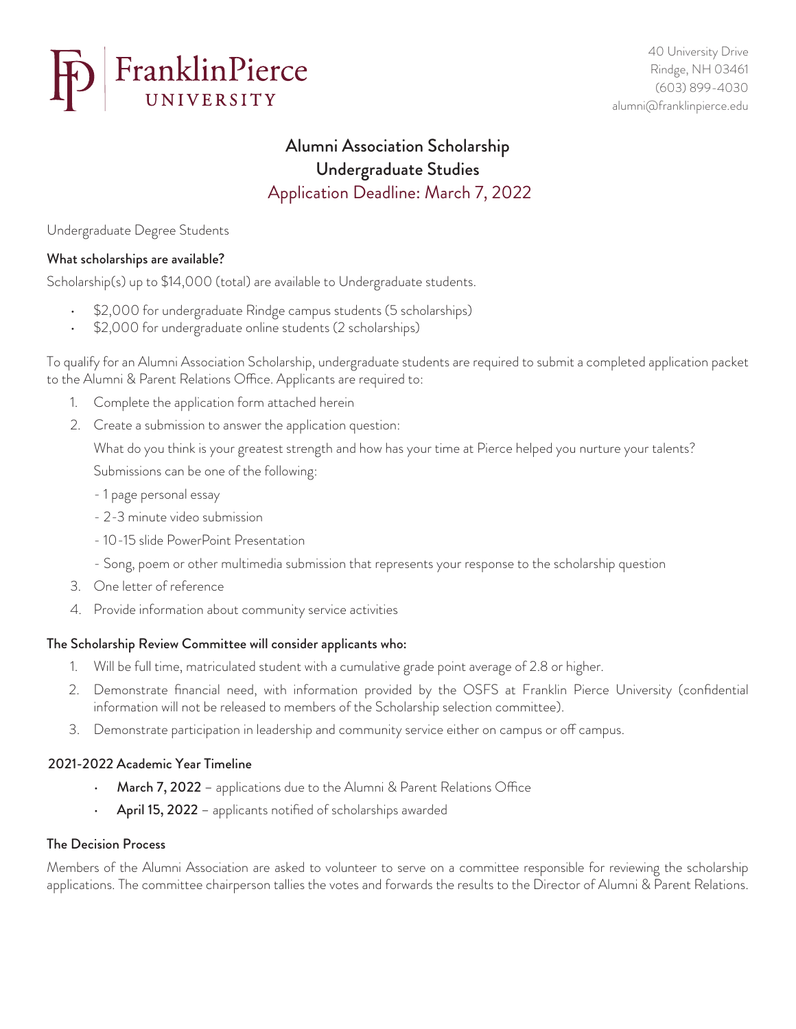Franklin Pierce UNIVERSITY

40 University Drive
Rindge, NH 03461
(603) 899-4030
alumni@franklinpierce.edu

# Alumni Association Scholarship
## Undergraduate Studies
## Application Deadline: March 7, 2022

Undergraduate Degree Students

### What scholarships are available?

Scholarship(s) up to $14,000 (total) are available to Undergraduate students.

- $2,000 for undergraduate Rindge campus students (5 scholarships)
- $2,000 for undergraduate online students (2 scholarships)

To qualify for an Alumni Association Scholarship, undergraduate students are required to submit a completed application packet to the Alumni & Parent Relations Office. Applicants are required to:

1. Complete the application form attached herein
2. Create a submission to answer the application question:

   What do you think is your greatest strength and how has your time at Pierce helped you nurture your talents?

   Submissions can be one of the following:

   - 1 page personal essay
   - 2-3 minute video submission
   - 10-15 slide PowerPoint Presentation
   - Song, poem or other multimedia submission that represents your response to the scholarship question
3. One letter of reference
4. Provide information about community service activities

### The Scholarship Review Committee will consider applicants who:

1. Will be full time, matriculated student with a cumulative grade point average of 2.8 or higher.
2. Demonstrate financial need, with information provided by the OSFS at Franklin Pierce University (confidential information will not be released to members of the Scholarship selection committee).
3. Demonstrate participation in leadership and community service either on campus or off campus.

### 2021-2022 Academic Year Timeline

- **March 7, 2022** – applications due to the Alumni & Parent Relations Office
- **April 15, 2022** – applicants notified of scholarships awarded

### The Decision Process

Members of the Alumni Association are asked to volunteer to serve on a committee responsible for reviewing the scholarship applications. The committee chairperson tallies the votes and forwards the results to the Director of Alumni & Parent Relations.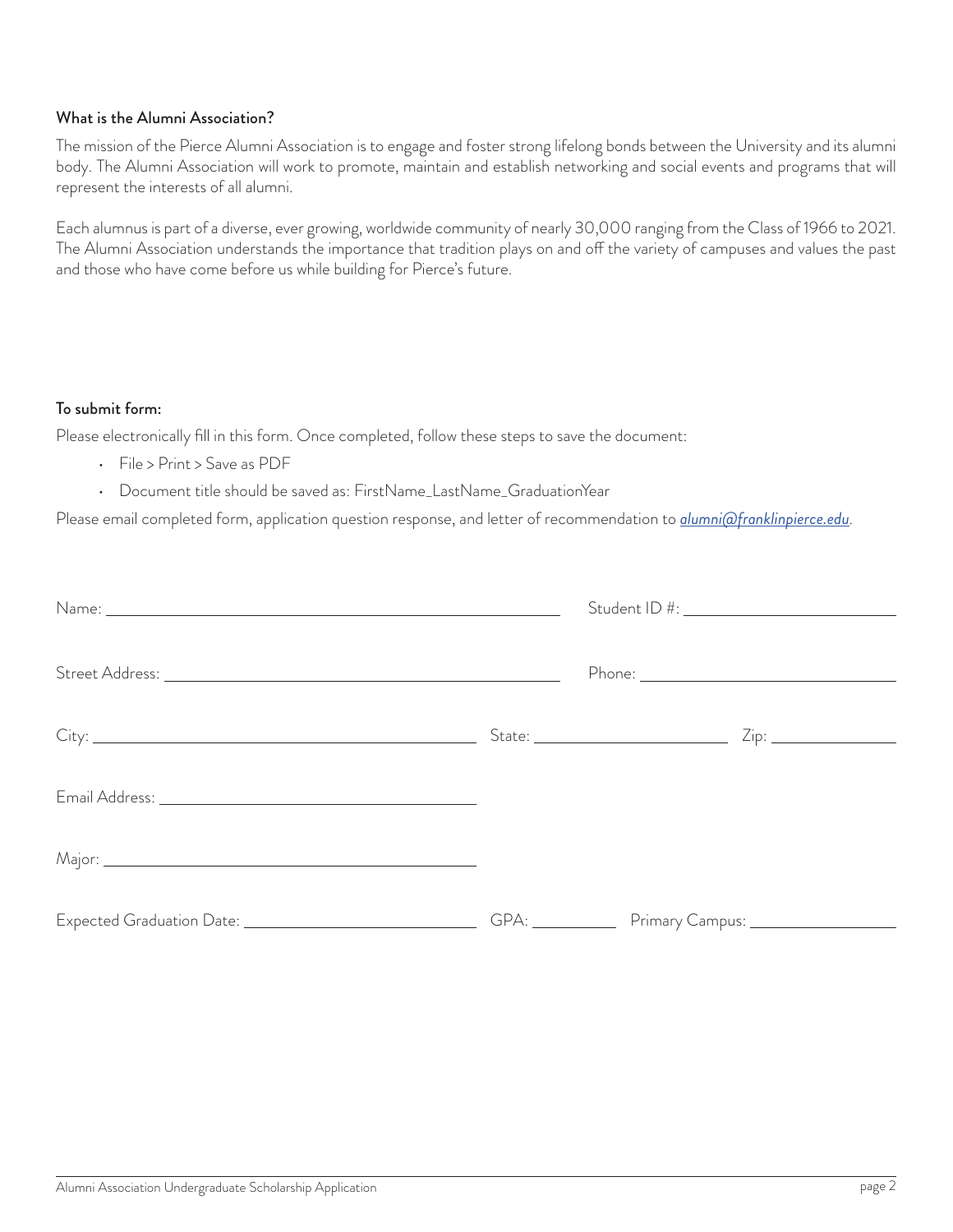### What is the Alumni Association?

The mission of the Pierce Alumni Association is to engage and foster strong lifelong bonds between the University and its alumni body. The Alumni Association will work to promote, maintain and establish networking and social events and programs that will represent the interests of all alumni.

Each alumnus is part of a diverse, ever growing, worldwide community of nearly 30,000 ranging from the Class of 1966 to 2021. The Alumni Association understands the importance that tradition plays on and off the variety of campuses and values the past and those who have come before us while building for Pierce's future.

### To submit form:

Please electronically fill in this form. Once completed, follow these steps to save the document:

- File > Print > Save as PDF
- Document title should be saved as: FirstName_LastName_GraduationYear

Please email completed form, application question response, and letter of recommendation to *alumni@franklinpierce.edu*.

Name: ______________________________ Student ID #: ______________________

Street Address: ______________________________ Phone: ______________________

City: ______________________ State: ______________ Zip: ____________

Email Address: ______________________________

Major: ______________________________

Expected Graduation Date: ______________________ GPA: ________ Primary Campus: ______________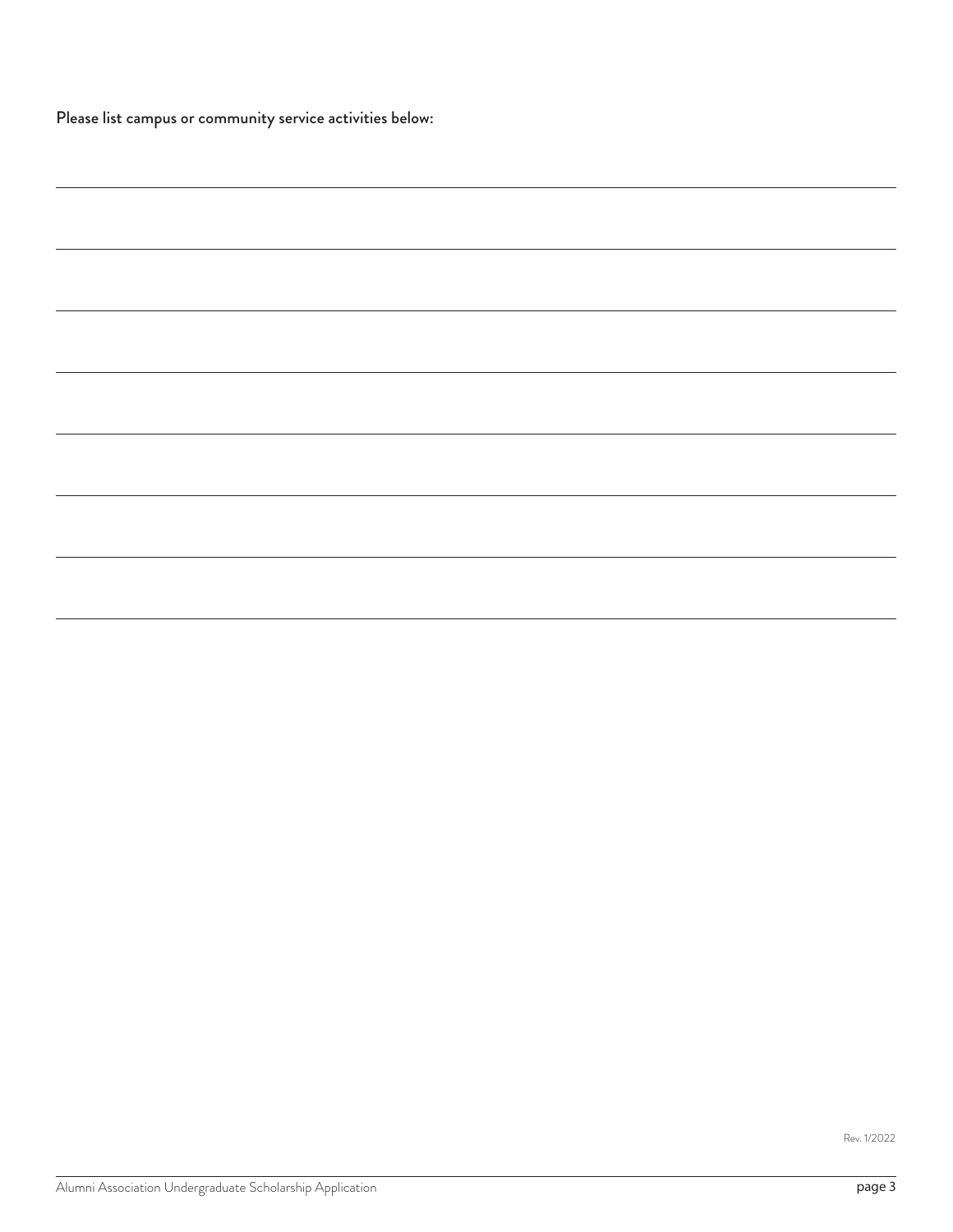Please list campus or community service activities below:

Rev. 1/2022